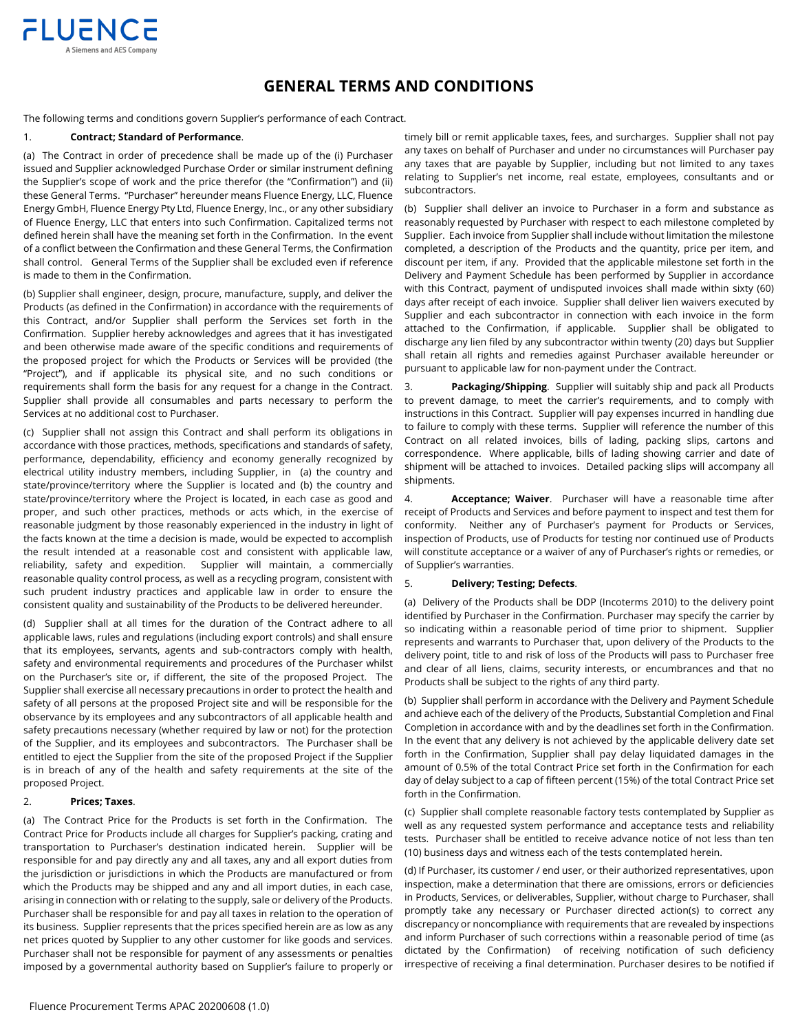# GENERAL TERMS AND CONDITIONS

The following terms and conditions govern Supplier's performance of each Contract.

1. **Contract; Standard of Performance**.

(a) The Contract in order of precedence shall be made up of the (i) Purchaser issued and Supplier acknowledged Purchase Order or similar instrument defining the Supplier's scope of work and the price therefor (the "Confirmation") and (ii) these General Terms. "Purchaser" hereunder means Fluence Energy, LLC, Fluence Energy GmbH, Fluence Energy Pty Ltd, Fluence Energy, Inc., or any other subsidiary of Fluence Energy, LLC that enters into such Confirmation. Capitalized terms not defined herein shall have the meaning set forth in the Confirmation. In the event of a conflict between the Confirmation and these General Terms, the Confirmation shall control. General Terms of the Supplier shall be excluded even if reference is made to them in the Confirmation.

(b) Supplier shall engineer, design, procure, manufacture, supply, and deliver the Products (as defined in the Confirmation) in accordance with the requirements of this Contract, and/or Supplier shall perform the Services set forth in the Confirmation. Supplier hereby acknowledges and agrees that it has investigated and been otherwise made aware of the specific conditions and requirements of the proposed project for which the Products or Services will be provided (the "Project"), and if applicable its physical site, and no such conditions or requirements shall form the basis for any request for a change in the Contract. Supplier shall provide all consumables and parts necessary to perform the Services at no additional cost to Purchaser.

(c) Supplier shall not assign this Contract and shall perform its obligations in accordance with those practices, methods, specifications and standards of safety, performance, dependability, efficiency and economy generally recognized by electrical utility industry members, including Supplier, in (a) the country and state/province/territory where the Supplier is located and (b) the country and state/province/territory where the Project is located, in each case as good and proper, and such other practices, methods or acts which, in the exercise of reasonable judgment by those reasonably experienced in the industry in light of the facts known at the time a decision is made, would be expected to accomplish the result intended at a reasonable cost and consistent with applicable law, reliability, safety and expedition. Supplier will maintain, a commercially reasonable quality control process, as well as a recycling program, consistent with such prudent industry practices and applicable law in order to ensure the consistent quality and sustainability of the Products to be delivered hereunder.

(d) Supplier shall at all times for the duration of the Contract adhere to all applicable laws, rules and regulations (including export controls) and shall ensure that its employees, servants, agents and sub-contractors comply with health, safety and environmental requirements and procedures of the Purchaser whilst on the Purchaser's site or, if different, the site of the proposed Project. The Supplier shall exercise all necessary precautions in order to protect the health and safety of all persons at the proposed Project site and will be responsible for the observance by its employees and any subcontractors of all applicable health and safety precautions necessary (whether required by law or not) for the protection of the Supplier, and its employees and subcontractors. The Purchaser shall be entitled to eject the Supplier from the site of the proposed Project if the Supplier is in breach of any of the health and safety requirements at the site of the proposed Project.

2. **Prices; Taxes**.

(a) The Contract Price for the Products is set forth in the Confirmation. The Contract Price for Products include all charges for Supplier's packing, crating and transportation to Purchaser's destination indicated herein. Supplier will be responsible for and pay directly any and all taxes, any and all export duties from the jurisdiction or jurisdictions in which the Products are manufactured or from which the Products may be shipped and any and all import duties, in each case, arising in connection with or relating to the supply, sale or delivery of the Products. Purchaser shall be responsible for and pay all taxes in relation to the operation of its business. Supplier represents that the prices specified herein are as low as any net prices quoted by Supplier to any other customer for like goods and services. Purchaser shall not be responsible for payment of any assessments or penalties imposed by a governmental authority based on Supplier's failure to properly or timely bill or remit applicable taxes, fees, and surcharges. Supplier shall not pay any taxes on behalf of Purchaser and under no circumstances will Purchaser pay any taxes that are payable by Supplier, including but not limited to any taxes relating to Supplier's net income, real estate, employees, consultants and or subcontractors.

(b) Supplier shall deliver an invoice to Purchaser in a form and substance as reasonably requested by Purchaser with respect to each milestone completed by Supplier. Each invoice from Supplier shall include without limitation the milestone completed, a description of the Products and the quantity, price per item, and discount per item, if any. Provided that the applicable milestone set forth in the Delivery and Payment Schedule has been performed by Supplier in accordance with this Contract, payment of undisputed invoices shall made within sixty (60) days after receipt of each invoice. Supplier shall deliver lien waivers executed by Supplier and each subcontractor in connection with each invoice in the form attached to the Confirmation, if applicable. Supplier shall be obligated to discharge any lien filed by any subcontractor within twenty (20) days but Supplier shall retain all rights and remedies against Purchaser available hereunder or pursuant to applicable law for non-payment under the Contract.

3. **Packaging/Shipping**. Supplier will suitably ship and pack all Products to prevent damage, to meet the carrier's requirements, and to comply with instructions in this Contract. Supplier will pay expenses incurred in handling due to failure to comply with these terms. Supplier will reference the number of this Contract on all related invoices, bills of lading, packing slips, cartons and correspondence. Where applicable, bills of lading showing carrier and date of shipment will be attached to invoices. Detailed packing slips will accompany all shipments.

4. **Acceptance; Waiver**. Purchaser will have a reasonable time after receipt of Products and Services and before payment to inspect and test them for conformity. Neither any of Purchaser's payment for Products or Services, inspection of Products, use of Products for testing nor continued use of Products will constitute acceptance or a waiver of any of Purchaser's rights or remedies, or of Supplier's warranties.

5. **Delivery; Testing; Defects**.

(a) Delivery of the Products shall be DDP (Incoterms 2010) to the delivery point identified by Purchaser in the Confirmation. Purchaser may specify the carrier by so indicating within a reasonable period of time prior to shipment. Supplier represents and warrants to Purchaser that, upon delivery of the Products to the delivery point, title to and risk of loss of the Products will pass to Purchaser free and clear of all liens, claims, security interests, or encumbrances and that no Products shall be subject to the rights of any third party.

(b) Supplier shall perform in accordance with the Delivery and Payment Schedule and achieve each of the delivery of the Products, Substantial Completion and Final Completion in accordance with and by the deadlines set forth in the Confirmation. In the event that any delivery is not achieved by the applicable delivery date set forth in the Confirmation, Supplier shall pay delay liquidated damages in the amount of 0.5% of the total Contract Price set forth in the Confirmation for each day of delay subject to a cap of fifteen percent (15%) of the total Contract Price set forth in the Confirmation.

(c) Supplier shall complete reasonable factory tests contemplated by Supplier as well as any requested system performance and acceptance tests and reliability tests. Purchaser shall be entitled to receive advance notice of not less than ten (10) business days and witness each of the tests contemplated herein.

(d) If Purchaser, its customer / end user, or their authorized representatives, upon inspection, make a determination that there are omissions, errors or deficiencies in Products, Services, or deliverables, Supplier, without charge to Purchaser, shall promptly take any necessary or Purchaser directed action(s) to correct any discrepancy or noncompliance with requirements that are revealed by inspections and inform Purchaser of such corrections within a reasonable period of time (as dictated by the Confirmation) of receiving notification of such deficiency irrespective of receiving a final determination. Purchaser desires to be notified if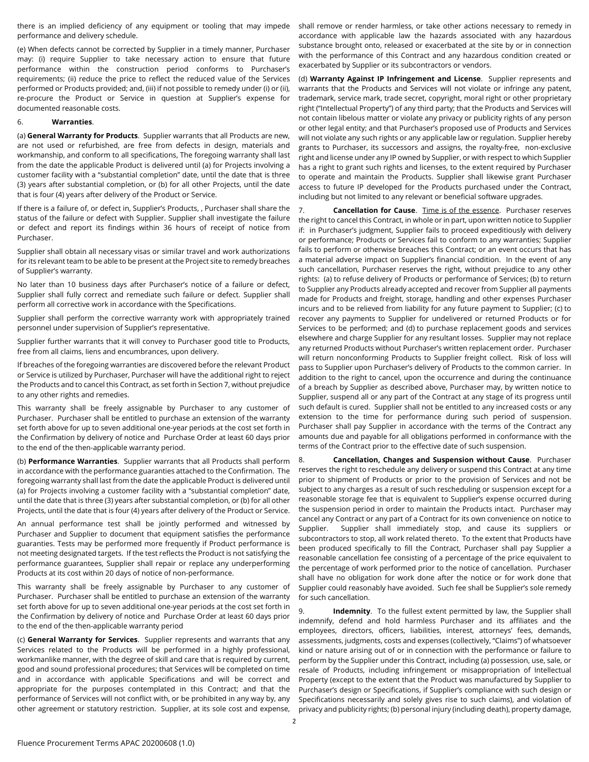there is an implied deficiency of any equipment or tooling that may impede performance and delivery schedule.

(e) When defects cannot be corrected by Supplier in a timely manner, Purchaser may: (i) require Supplier to take necessary action to ensure that future performance within the construction period conforms to Purchaser's requirements; (ii) reduce the price to reflect the reduced value of the Services performed or Products provided; and, (iii) if not possible to remedy under (i) or (ii), re-procure the Product or Service in question at Supplier's expense for documented reasonable costs.

6. **Warranties**.

(a) **General Warranty for Products**. Supplier warrants that all Products are new, are not used or refurbished, are free from defects in design, materials and workmanship, and conform to all specifications, The foregoing warranty shall last from the date the applicable Product is delivered until (a) for Projects involving a customer facility with a "substantial completion" date, until the date that is three (3) years after substantial completion, or (b) for all other Projects, until the date that is four (4) years after delivery of the Product or Service.

If there is a failure of, or defect in, Supplier's Products, , Purchaser shall share the status of the failure or defect with Supplier. Supplier shall investigate the failure or defect and report its findings within 36 hours of receipt of notice from Purchaser.

Supplier shall obtain all necessary visas or similar travel and work authorizations for its relevant team to be able to be present at the Project site to remedy breaches of Supplier's warranty.

No later than 10 business days after Purchaser's notice of a failure or defect, Supplier shall fully correct and remediate such failure or defect. Supplier shall perform all corrective work in accordance with the Specifications.

Supplier shall perform the corrective warranty work with appropriately trained personnel under supervision of Supplier's representative.

Supplier further warrants that it will convey to Purchaser good title to Products, free from all claims, liens and encumbrances, upon delivery.

If breaches of the foregoing warranties are discovered before the relevant Product or Service is utilized by Purchaser, Purchaser will have the additional right to reject the Products and to cancel this Contract, as set forth in Section 7, without prejudice to any other rights and remedies.

This warranty shall be freely assignable by Purchaser to any customer of Purchaser. Purchaser shall be entitled to purchase an extension of the warranty set forth above for up to seven additional one-year periods at the cost set forth in the Confirmation by delivery of notice and Purchase Order at least 60 days prior to the end of the then-applicable warranty period.

(b) **Performance Warranties**. Supplier warrants that all Products shall perform in accordance with the performance guaranties attached to the Confirmation. The foregoing warranty shall last from the date the applicable Product is delivered until (a) for Projects involving a customer facility with a "substantial completion" date, until the date that is three (3) years after substantial completion, or (b) for all other Projects, until the date that is four (4) years after delivery of the Product or Service.

An annual performance test shall be jointly performed and witnessed by Purchaser and Supplier to document that equipment satisfies the performance guaranties. Tests may be performed more frequently if Product performance is not meeting designated targets. If the test reflects the Product is not satisfying the performance guarantees, Supplier shall repair or replace any underperforming Products at its cost within 20 days of notice of non-performance.

This warranty shall be freely assignable by Purchaser to any customer of Purchaser. Purchaser shall be entitled to purchase an extension of the warranty set forth above for up to seven additional one-year periods at the cost set forth in the Confirmation by delivery of notice and Purchase Order at least 60 days prior to the end of the then-applicable warranty period

(c) **General Warranty for Services**. Supplier represents and warrants that any Services related to the Products will be performed in a highly professional, workmanlike manner, with the degree of skill and care that is required by current, good and sound professional procedures; that Services will be completed on time and in accordance with applicable Specifications and will be correct and appropriate for the purposes contemplated in this Contract; and that the performance of Services will not conflict with, or be prohibited in any way by, any other agreement or statutory restriction. Supplier, at its sole cost and expense, shall remove or render harmless, or take other actions necessary to remedy in accordance with applicable law the hazards associated with any hazardous substance brought onto, released or exacerbated at the site by or in connection with the performance of this Contract and any hazardous condition created or exacerbated by Supplier or its subcontractors or vendors.

(d) **Warranty Against IP Infringement and License**. Supplier represents and warrants that the Products and Services will not violate or infringe any patent, trademark, service mark, trade secret, copyright, moral right or other proprietary right ("Intellectual Property") of any third party; that the Products and Services will not contain libelous matter or violate any privacy or publicity rights of any person or other legal entity; and that Purchaser's proposed use of Products and Services will not violate any such rights or any applicable law or regulation. Supplier hereby grants to Purchaser, its successors and assigns, the royalty-free, non-exclusive right and license under any IP owned by Supplier, or with respect to which Supplier has a right to grant such rights and licenses, to the extent required by Purchaser to operate and maintain the Products. Supplier shall likewise grant Purchaser access to future IP developed for the Products purchased under the Contract, including but not limited to any relevant or beneficial software upgrades.

7. **Cancellation for Cause**. Time is of the essence. Purchaser reserves the right to cancel this Contract, in whole or in part, upon written notice to Supplier if: in Purchaser's judgment, Supplier fails to proceed expeditiously with delivery or performance; Products or Services fail to conform to any warranties; Supplier fails to perform or otherwise breaches this Contract; or an event occurs that has a material adverse impact on Supplier's financial condition. In the event of any such cancellation, Purchaser reserves the right, without prejudice to any other rights: (a) to refuse delivery of Products or performance of Services; (b) to return to Supplier any Products already accepted and recover from Supplier all payments made for Products and freight, storage, handling and other expenses Purchaser incurs and to be relieved from liability for any future payment to Supplier; (c) to recover any payments to Supplier for undelivered or returned Products or for Services to be performed; and (d) to purchase replacement goods and services elsewhere and charge Supplier for any resultant losses. Supplier may not replace any returned Products without Purchaser's written replacement order. Purchaser will return nonconforming Products to Supplier freight collect. Risk of loss will pass to Supplier upon Purchaser's delivery of Products to the common carrier. In addition to the right to cancel, upon the occurrence and during the continuance of a breach by Supplier as described above, Purchaser may, by written notice to Supplier, suspend all or any part of the Contract at any stage of its progress until such default is cured. Supplier shall not be entitled to any increased costs or any extension to the time for performance during such period of suspension. Purchaser shall pay Supplier in accordance with the terms of the Contract any amounts due and payable for all obligations performed in conformance with the terms of the Contract prior to the effective date of such suspension.

8. **Cancellation, Changes and Suspension without Cause**. Purchaser reserves the right to reschedule any delivery or suspend this Contract at any time prior to shipment of Products or prior to the provision of Services and not be subject to any charges as a result of such rescheduling or suspension except for a reasonable storage fee that is equivalent to Supplier's expense occurred during the suspension period in order to maintain the Products intact. Purchaser may cancel any Contract or any part of a Contract for its own convenience on notice to Supplier. Supplier shall immediately stop, and cause its suppliers or subcontractors to stop, all work related thereto. To the extent that Products have been produced specifically to fill the Contract, Purchaser shall pay Supplier a reasonable cancellation fee consisting of a percentage of the price equivalent to the percentage of work performed prior to the notice of cancellation. Purchaser shall have no obligation for work done after the notice or for work done that Supplier could reasonably have avoided. Such fee shall be Supplier's sole remedy for such cancellation.

9. **Indemnity**. To the fullest extent permitted by law, the Supplier shall indemnify, defend and hold harmless Purchaser and its affiliates and the employees, directors, officers, liabilities, interest, attorneys' fees, demands, assessments, judgments, costs and expenses (collectively, "Claims") of whatsoever kind or nature arising out of or in connection with the performance or failure to perform by the Supplier under this Contract, including (a) possession, use, sale, or resale of Products, including infringement or misappropriation of Intellectual Property (except to the extent that the Product was manufactured by Supplier to Purchaser's design or Specifications, if Supplier's compliance with such design or Specifications necessarily and solely gives rise to such claims), and violation of privacy and publicity rights; (b) personal injury (including death), property damage,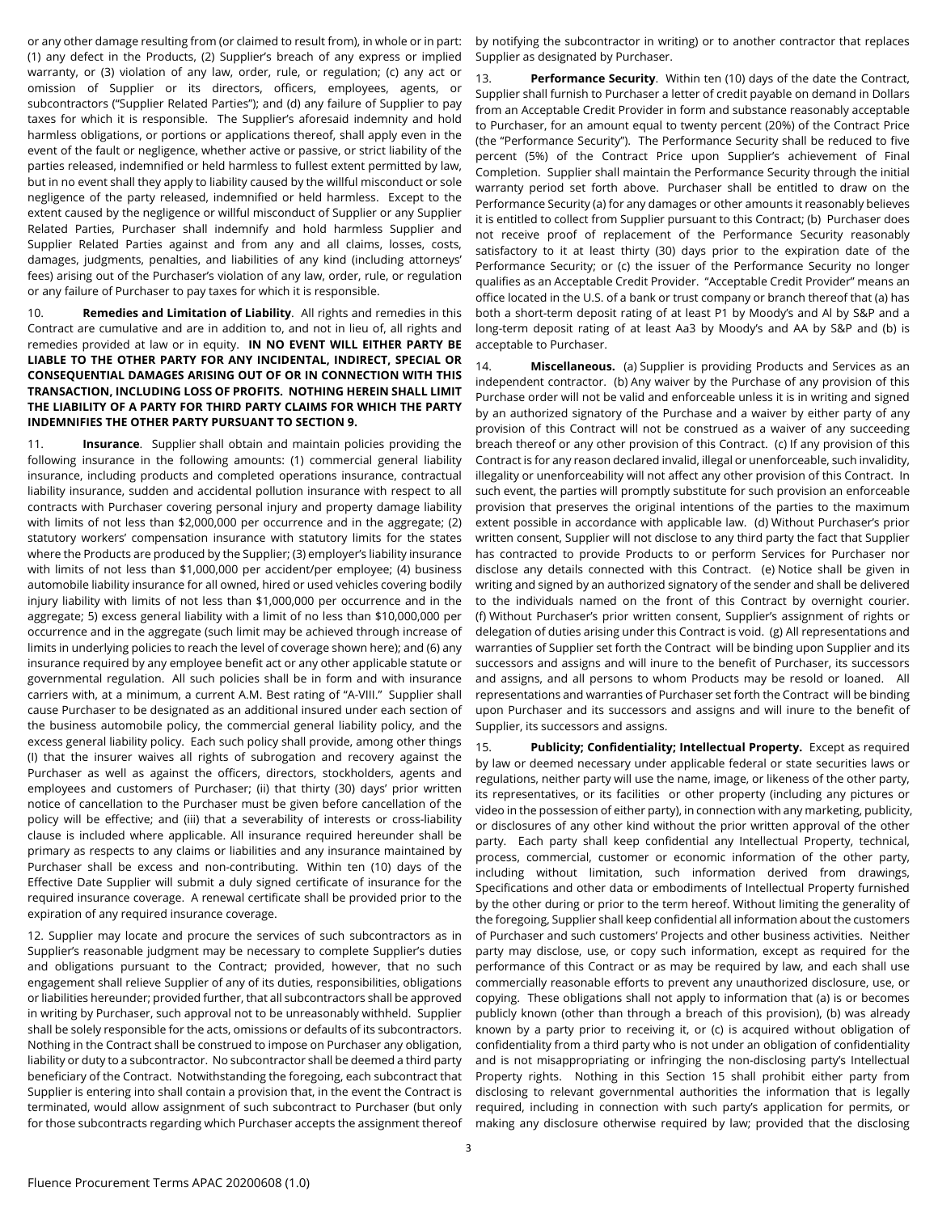or any other damage resulting from (or claimed to result from), in whole or in part: (1) any defect in the Products, (2) Supplier's breach of any express or implied warranty, or (3) violation of any law, order, rule, or regulation; (c) any act or omission of Supplier or its directors, officers, employees, agents, or subcontractors ("Supplier Related Parties"); and (d) any failure of Supplier to pay taxes for which it is responsible. The Supplier's aforesaid indemnity and hold harmless obligations, or portions or applications thereof, shall apply even in the event of the fault or negligence, whether active or passive, or strict liability of the parties released, indemnified or held harmless to fullest extent permitted by law, but in no event shall they apply to liability caused by the willful misconduct or sole negligence of the party released, indemnified or held harmless. Except to the extent caused by the negligence or willful misconduct of Supplier or any Supplier Related Parties, Purchaser shall indemnify and hold harmless Supplier and Supplier Related Parties against and from any and all claims, losses, costs, damages, judgments, penalties, and liabilities of any kind (including attorneys' fees) arising out of the Purchaser's violation of any law, order, rule, or regulation or any failure of Purchaser to pay taxes for which it is responsible.

10. **Remedies and Limitation of Liability**. All rights and remedies in this Contract are cumulative and are in addition to, and not in lieu of, all rights and remedies provided at law or in equity. **IN NO EVENT WILL EITHER PARTY BE LIABLE TO THE OTHER PARTY FOR ANY INCIDENTAL, INDIRECT, SPECIAL OR CONSEQUENTIAL DAMAGES ARISING OUT OF OR IN CONNECTION WITH THIS TRANSACTION, INCLUDING LOSS OF PROFITS. NOTHING HEREIN SHALL LIMIT THE LIABILITY OF A PARTY FOR THIRD PARTY CLAIMS FOR WHICH THE PARTY INDEMNIFIES THE OTHER PARTY PURSUANT TO SECTION 9.**

11. **Insurance**. Supplier shall obtain and maintain policies providing the following insurance in the following amounts: (1) commercial general liability insurance, including products and completed operations insurance, contractual liability insurance, sudden and accidental pollution insurance with respect to all contracts with Purchaser covering personal injury and property damage liability with limits of not less than $2,000,000 per occurrence and in the aggregate; (2) statutory workers' compensation insurance with statutory limits for the states where the Products are produced by the Supplier; (3) employer's liability insurance with limits of not less than $1,000,000 per accident/per employee; (4) business automobile liability insurance for all owned, hired or used vehicles covering bodily injury liability with limits of not less than $1,000,000 per occurrence and in the aggregate; 5) excess general liability with a limit of no less than $10,000,000 per occurrence and in the aggregate (such limit may be achieved through increase of limits in underlying policies to reach the level of coverage shown here); and (6) any insurance required by any employee benefit act or any other applicable statute or governmental regulation. All such policies shall be in form and with insurance carriers with, at a minimum, a current A.M. Best rating of "A-VIII." Supplier shall cause Purchaser to be designated as an additional insured under each section of the business automobile policy, the commercial general liability policy, and the excess general liability policy. Each such policy shall provide, among other things (I) that the insurer waives all rights of subrogation and recovery against the Purchaser as well as against the officers, directors, stockholders, agents and employees and customers of Purchaser; (ii) that thirty (30) days' prior written notice of cancellation to the Purchaser must be given before cancellation of the policy will be effective; and (iii) that a severability of interests or cross-liability clause is included where applicable. All insurance required hereunder shall be primary as respects to any claims or liabilities and any insurance maintained by Purchaser shall be excess and non-contributing. Within ten (10) days of the Effective Date Supplier will submit a duly signed certificate of insurance for the required insurance coverage. A renewal certificate shall be provided prior to the expiration of any required insurance coverage.

12. Supplier may locate and procure the services of such subcontractors as in Supplier's reasonable judgment may be necessary to complete Supplier's duties and obligations pursuant to the Contract; provided, however, that no such engagement shall relieve Supplier of any of its duties, responsibilities, obligations or liabilities hereunder; provided further, that all subcontractors shall be approved in writing by Purchaser, such approval not to be unreasonably withheld. Supplier shall be solely responsible for the acts, omissions or defaults of its subcontractors. Nothing in the Contract shall be construed to impose on Purchaser any obligation, liability or duty to a subcontractor. No subcontractor shall be deemed a third party beneficiary of the Contract. Notwithstanding the foregoing, each subcontract that Supplier is entering into shall contain a provision that, in the event the Contract is terminated, would allow assignment of such subcontract to Purchaser (but only for those subcontracts regarding which Purchaser accepts the assignment thereof by notifying the subcontractor in writing) or to another contractor that replaces Supplier as designated by Purchaser.

13. **Performance Security**. Within ten (10) days of the date the Contract, Supplier shall furnish to Purchaser a letter of credit payable on demand in Dollars from an Acceptable Credit Provider in form and substance reasonably acceptable to Purchaser, for an amount equal to twenty percent (20%) of the Contract Price (the "Performance Security"). The Performance Security shall be reduced to five percent (5%) of the Contract Price upon Supplier's achievement of Final Completion. Supplier shall maintain the Performance Security through the initial warranty period set forth above. Purchaser shall be entitled to draw on the Performance Security (a) for any damages or other amounts it reasonably believes it is entitled to collect from Supplier pursuant to this Contract; (b) Purchaser does not receive proof of replacement of the Performance Security reasonably satisfactory to it at least thirty (30) days prior to the expiration date of the Performance Security; or (c) the issuer of the Performance Security no longer qualifies as an Acceptable Credit Provider. "Acceptable Credit Provider" means an office located in the U.S. of a bank or trust company or branch thereof that (a) has both a short-term deposit rating of at least P1 by Moody's and Al by S&P and a long-term deposit rating of at least Aa3 by Moody's and AA by S&P and (b) is acceptable to Purchaser.

14. **Miscellaneous.** (a) Supplier is providing Products and Services as an independent contractor. (b) Any waiver by the Purchase of any provision of this Purchase order will not be valid and enforceable unless it is in writing and signed by an authorized signatory of the Purchase and a waiver by either party of any provision of this Contract will not be construed as a waiver of any succeeding breach thereof or any other provision of this Contract. (c) If any provision of this Contract is for any reason declared invalid, illegal or unenforceable, such invalidity, illegality or unenforceability will not affect any other provision of this Contract. In such event, the parties will promptly substitute for such provision an enforceable provision that preserves the original intentions of the parties to the maximum extent possible in accordance with applicable law. (d) Without Purchaser's prior written consent, Supplier will not disclose to any third party the fact that Supplier has contracted to provide Products to or perform Services for Purchaser nor disclose any details connected with this Contract. (e) Notice shall be given in writing and signed by an authorized signatory of the sender and shall be delivered to the individuals named on the front of this Contract by overnight courier. (f) Without Purchaser's prior written consent, Supplier's assignment of rights or delegation of duties arising under this Contract is void. (g) All representations and warranties of Supplier set forth the Contract will be binding upon Supplier and its successors and assigns and will inure to the benefit of Purchaser, its successors and assigns, and all persons to whom Products may be resold or loaned. All representations and warranties of Purchaser set forth the Contract will be binding upon Purchaser and its successors and assigns and will inure to the benefit of Supplier, its successors and assigns.

15. **Publicity; Confidentiality; Intellectual Property.** Except as required by law or deemed necessary under applicable federal or state securities laws or regulations, neither party will use the name, image, or likeness of the other party, its representatives, or its facilities or other property (including any pictures or video in the possession of either party), in connection with any marketing, publicity, or disclosures of any other kind without the prior written approval of the other party. Each party shall keep confidential any Intellectual Property, technical, process, commercial, customer or economic information of the other party, including without limitation, such information derived from drawings, Specifications and other data or embodiments of Intellectual Property furnished by the other during or prior to the term hereof. Without limiting the generality of the foregoing, Supplier shall keep confidential all information about the customers of Purchaser and such customers' Projects and other business activities. Neither party may disclose, use, or copy such information, except as required for the performance of this Contract or as may be required by law, and each shall use commercially reasonable efforts to prevent any unauthorized disclosure, use, or copying. These obligations shall not apply to information that (a) is or becomes publicly known (other than through a breach of this provision), (b) was already known by a party prior to receiving it, or (c) is acquired without obligation of confidentiality from a third party who is not under an obligation of confidentiality and is not misappropriating or infringing the non-disclosing party's Intellectual Property rights. Nothing in this Section 15 shall prohibit either party from disclosing to relevant governmental authorities the information that is legally required, including in connection with such party's application for permits, or making any disclosure otherwise required by law; provided that the disclosing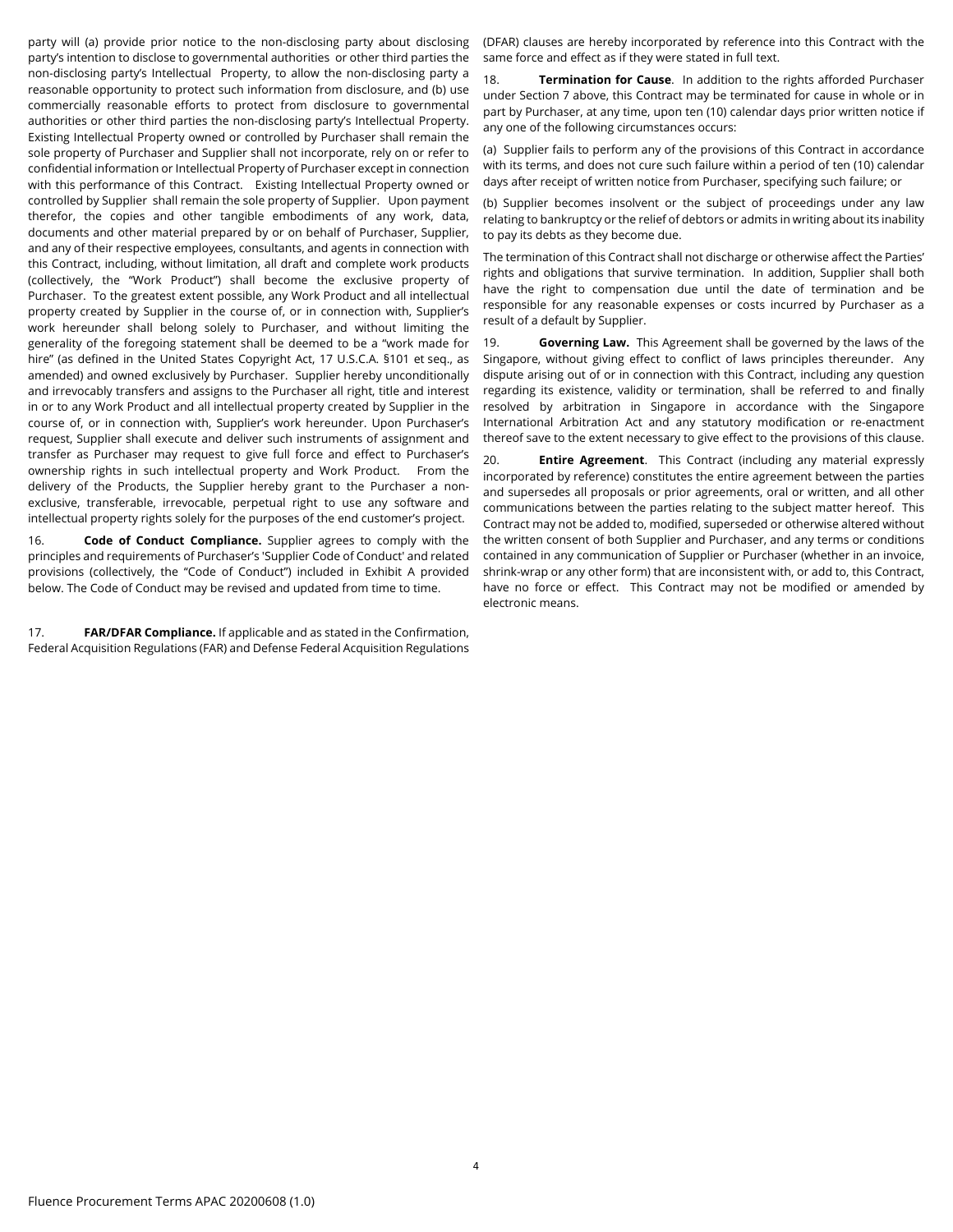party will (a) provide prior notice to the non-disclosing party about disclosing party's intention to disclose to governmental authorities or other third parties the non-disclosing party's Intellectual Property, to allow the non-disclosing party a reasonable opportunity to protect such information from disclosure, and (b) use commercially reasonable efforts to protect from disclosure to governmental authorities or other third parties the non-disclosing party's Intellectual Property. Existing Intellectual Property owned or controlled by Purchaser shall remain the sole property of Purchaser and Supplier shall not incorporate, rely on or refer to confidential information or Intellectual Property of Purchaser except in connection with this performance of this Contract. Existing Intellectual Property owned or controlled by Supplier shall remain the sole property of Supplier. Upon payment therefor, the copies and other tangible embodiments of any work, data, documents and other material prepared by or on behalf of Purchaser, Supplier, and any of their respective employees, consultants, and agents in connection with this Contract, including, without limitation, all draft and complete work products (collectively, the "Work Product") shall become the exclusive property of Purchaser. To the greatest extent possible, any Work Product and all intellectual property created by Supplier in the course of, or in connection with, Supplier's work hereunder shall belong solely to Purchaser, and without limiting the generality of the foregoing statement shall be deemed to be a "work made for hire" (as defined in the United States Copyright Act, 17 U.S.C.A. §101 et seq., as amended) and owned exclusively by Purchaser. Supplier hereby unconditionally and irrevocably transfers and assigns to the Purchaser all right, title and interest in or to any Work Product and all intellectual property created by Supplier in the course of, or in connection with, Supplier's work hereunder. Upon Purchaser's request, Supplier shall execute and deliver such instruments of assignment and transfer as Purchaser may request to give full force and effect to Purchaser's ownership rights in such intellectual property and Work Product. From the delivery of the Products, the Supplier hereby grant to the Purchaser a non-exclusive, transferable, irrevocable, perpetual right to use any software and intellectual property rights solely for the purposes of the end customer's project.

16. **Code of Conduct Compliance.** Supplier agrees to comply with the principles and requirements of Purchaser's 'Supplier Code of Conduct' and related provisions (collectively, the "Code of Conduct") included in Exhibit A provided below. The Code of Conduct may be revised and updated from time to time.

17. **FAR/DFAR Compliance.** If applicable and as stated in the Confirmation, Federal Acquisition Regulations (FAR) and Defense Federal Acquisition Regulations (DFAR) clauses are hereby incorporated by reference into this Contract with the same force and effect as if they were stated in full text.

18. **Termination for Cause**. In addition to the rights afforded Purchaser under Section 7 above, this Contract may be terminated for cause in whole or in part by Purchaser, at any time, upon ten (10) calendar days prior written notice if any one of the following circumstances occurs:

(a) Supplier fails to perform any of the provisions of this Contract in accordance with its terms, and does not cure such failure within a period of ten (10) calendar days after receipt of written notice from Purchaser, specifying such failure; or

(b) Supplier becomes insolvent or the subject of proceedings under any law relating to bankruptcy or the relief of debtors or admits in writing about its inability to pay its debts as they become due.

The termination of this Contract shall not discharge or otherwise affect the Parties' rights and obligations that survive termination. In addition, Supplier shall both have the right to compensation due until the date of termination and be responsible for any reasonable expenses or costs incurred by Purchaser as a result of a default by Supplier.

19. **Governing Law.** This Agreement shall be governed by the laws of the Singapore, without giving effect to conflict of laws principles thereunder. Any dispute arising out of or in connection with this Contract, including any question regarding its existence, validity or termination, shall be referred to and finally resolved by arbitration in Singapore in accordance with the Singapore International Arbitration Act and any statutory modification or re-enactment thereof save to the extent necessary to give effect to the provisions of this clause.

20. **Entire Agreement**. This Contract (including any material expressly incorporated by reference) constitutes the entire agreement between the parties and supersedes all proposals or prior agreements, oral or written, and all other communications between the parties relating to the subject matter hereof. This Contract may not be added to, modified, superseded or otherwise altered without the written consent of both Supplier and Purchaser, and any terms or conditions contained in any communication of Supplier or Purchaser (whether in an invoice, shrink-wrap or any other form) that are inconsistent with, or add to, this Contract, have no force or effect. This Contract may not be modified or amended by electronic means.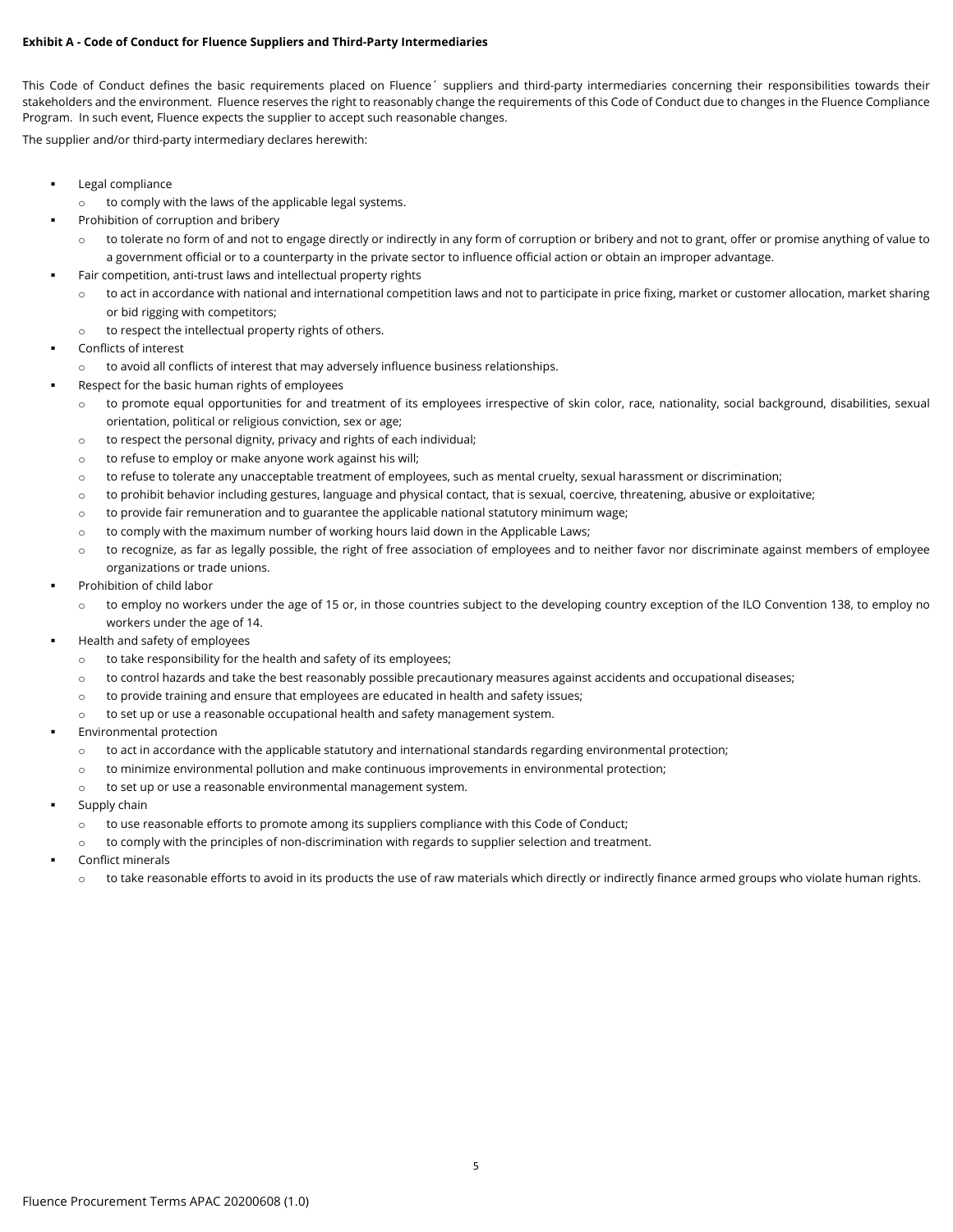**Exhibit A - Code of Conduct for Fluence Suppliers and Third-Party Intermediaries**

This Code of Conduct defines the basic requirements placed on Fluence´ suppliers and third-party intermediaries concerning their responsibilities towards their stakeholders and the environment. Fluence reserves the right to reasonably change the requirements of this Code of Conduct due to changes in the Fluence Compliance Program. In such event, Fluence expects the supplier to accept such reasonable changes.

The supplier and/or third-party intermediary declares herewith:

- Legal compliance
  - to comply with the laws of the applicable legal systems.
- Prohibition of corruption and bribery
  - to tolerate no form of and not to engage directly or indirectly in any form of corruption or bribery and not to grant, offer or promise anything of value to a government official or to a counterparty in the private sector to influence official action or obtain an improper advantage.
- Fair competition, anti-trust laws and intellectual property rights
  - to act in accordance with national and international competition laws and not to participate in price fixing, market or customer allocation, market sharing or bid rigging with competitors;
  - to respect the intellectual property rights of others.
- Conflicts of interest
  - to avoid all conflicts of interest that may adversely influence business relationships.
- Respect for the basic human rights of employees
  - to promote equal opportunities for and treatment of its employees irrespective of skin color, race, nationality, social background, disabilities, sexual orientation, political or religious conviction, sex or age;
  - to respect the personal dignity, privacy and rights of each individual;
  - to refuse to employ or make anyone work against his will;
  - to refuse to tolerate any unacceptable treatment of employees, such as mental cruelty, sexual harassment or discrimination;
  - to prohibit behavior including gestures, language and physical contact, that is sexual, coercive, threatening, abusive or exploitative;
  - to provide fair remuneration and to guarantee the applicable national statutory minimum wage;
  - to comply with the maximum number of working hours laid down in the Applicable Laws;
  - to recognize, as far as legally possible, the right of free association of employees and to neither favor nor discriminate against members of employee organizations or trade unions.
- Prohibition of child labor
  - to employ no workers under the age of 15 or, in those countries subject to the developing country exception of the ILO Convention 138, to employ no workers under the age of 14.
- Health and safety of employees
  - to take responsibility for the health and safety of its employees;
  - to control hazards and take the best reasonably possible precautionary measures against accidents and occupational diseases;
  - to provide training and ensure that employees are educated in health and safety issues;
  - to set up or use a reasonable occupational health and safety management system.
- Environmental protection
  - to act in accordance with the applicable statutory and international standards regarding environmental protection;
  - to minimize environmental pollution and make continuous improvements in environmental protection;
  - to set up or use a reasonable environmental management system.
- Supply chain
  - to use reasonable efforts to promote among its suppliers compliance with this Code of Conduct;
  - to comply with the principles of non-discrimination with regards to supplier selection and treatment.
- Conflict minerals
  - to take reasonable efforts to avoid in its products the use of raw materials which directly or indirectly finance armed groups who violate human rights.